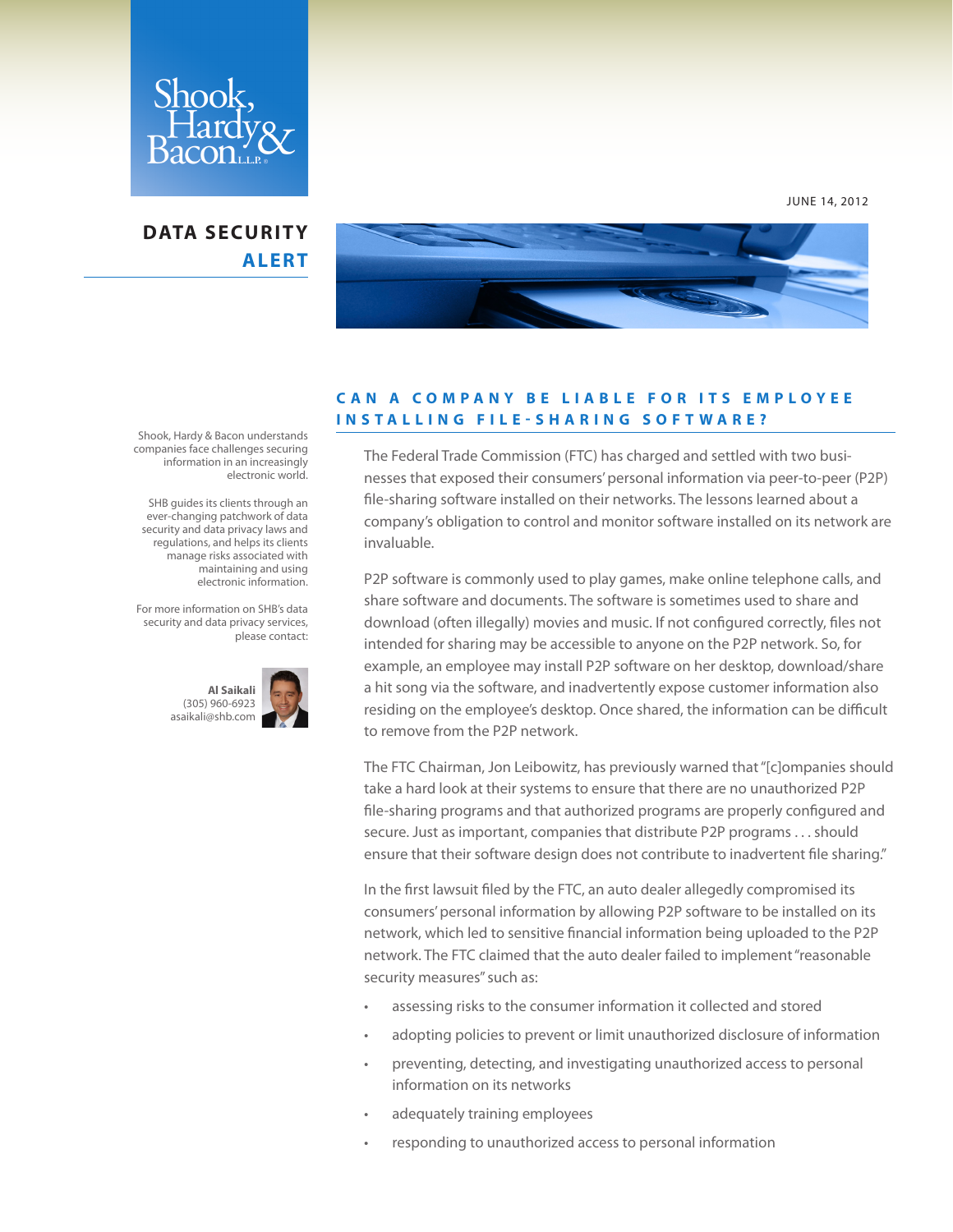Shook, Hardy & Bacon L.L.P.

JUNE 14, 2012

# DATA SECURITY ALERT

Shook, Hardy & Bacon understands companies face challenges securing information in an increasingly electronic world.

SHB guides its clients through an ever-changing patchwork of data security and data privacy laws and regulations, and helps its clients manage risks associated with maintaining and using electronic information.

For more information on SHB's data security and data privacy services, please contact:

**Al Saikali**
(305) 960-6923
asaikali@shb.com

## CAN A COMPANY BE LIABLE FOR ITS EMPLOYEE INSTALLING FILE-SHARING SOFTWARE?

The Federal Trade Commission (FTC) has charged and settled with two businesses that exposed their consumers' personal information via peer-to-peer (P2P) file-sharing software installed on their networks. The lessons learned about a company's obligation to control and monitor software installed on its network are invaluable.

P2P software is commonly used to play games, make online telephone calls, and share software and documents. The software is sometimes used to share and download (often illegally) movies and music. If not configured correctly, files not intended for sharing may be accessible to anyone on the P2P network. So, for example, an employee may install P2P software on her desktop, download/share a hit song via the software, and inadvertently expose customer information also residing on the employee's desktop. Once shared, the information can be difficult to remove from the P2P network.

The FTC Chairman, Jon Leibowitz, has previously warned that "[c]ompanies should take a hard look at their systems to ensure that there are no unauthorized P2P file-sharing programs and that authorized programs are properly configured and secure. Just as important, companies that distribute P2P programs . . . should ensure that their software design does not contribute to inadvertent file sharing."

In the first lawsuit filed by the FTC, an auto dealer allegedly compromised its consumers' personal information by allowing P2P software to be installed on its network, which led to sensitive financial information being uploaded to the P2P network. The FTC claimed that the auto dealer failed to implement "reasonable security measures" such as:

- assessing risks to the consumer information it collected and stored
- adopting policies to prevent or limit unauthorized disclosure of information
- preventing, detecting, and investigating unauthorized access to personal information on its networks
- adequately training employees
- responding to unauthorized access to personal information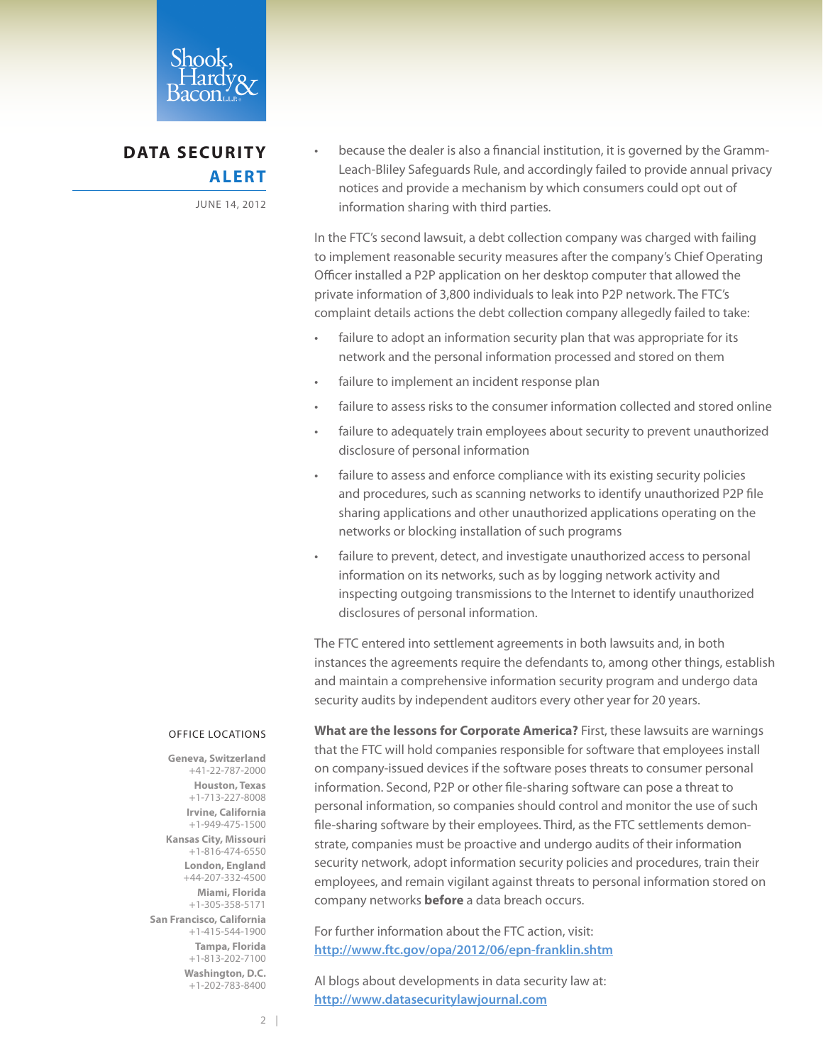# DATA SECURITY ALERT

JUNE 14, 2012

- because the dealer is also a financial institution, it is governed by the Gramm-Leach-Bliley Safeguards Rule, and accordingly failed to provide annual privacy notices and provide a mechanism by which consumers could opt out of information sharing with third parties.

In the FTC's second lawsuit, a debt collection company was charged with failing to implement reasonable security measures after the company's Chief Operating Officer installed a P2P application on her desktop computer that allowed the private information of 3,800 individuals to leak into P2P network. The FTC's complaint details actions the debt collection company allegedly failed to take:

- failure to adopt an information security plan that was appropriate for its network and the personal information processed and stored on them
- failure to implement an incident response plan
- failure to assess risks to the consumer information collected and stored online
- failure to adequately train employees about security to prevent unauthorized disclosure of personal information
- failure to assess and enforce compliance with its existing security policies and procedures, such as scanning networks to identify unauthorized P2P file sharing applications and other unauthorized applications operating on the networks or blocking installation of such programs
- failure to prevent, detect, and investigate unauthorized access to personal information on its networks, such as by logging network activity and inspecting outgoing transmissions to the Internet to identify unauthorized disclosures of personal information.

The FTC entered into settlement agreements in both lawsuits and, in both instances the agreements require the defendants to, among other things, establish and maintain a comprehensive information security program and undergo data security audits by independent auditors every other year for 20 years.

**What are the lessons for Corporate America?** First, these lawsuits are warnings that the FTC will hold companies responsible for software that employees install on company-issued devices if the software poses threats to consumer personal information. Second, P2P or other file-sharing software can pose a threat to personal information, so companies should control and monitor the use of such file-sharing software by their employees. Third, as the FTC settlements demonstrate, companies must be proactive and undergo audits of their information security network, adopt information security policies and procedures, train their employees, and remain vigilant against threats to personal information stored on company networks **before** a data breach occurs.

For further information about the FTC action, visit:
http://www.ftc.gov/opa/2012/06/epn-franklin.shtm

Al blogs about developments in data security law at:
http://www.datasecuritylawjournal.com

OFFICE LOCATIONS

**Geneva, Switzerland**
+41-22-787-2000
**Houston, Texas**
+1-713-227-8008
**Irvine, California**
+1-949-475-1500
**Kansas City, Missouri**
+1-816-474-6550
**London, England**
+44-207-332-4500
**Miami, Florida**
+1-305-358-5171
**San Francisco, California**
+1-415-544-1900
**Tampa, Florida**
+1-813-202-7100
**Washington, D.C.**
+1-202-783-8400